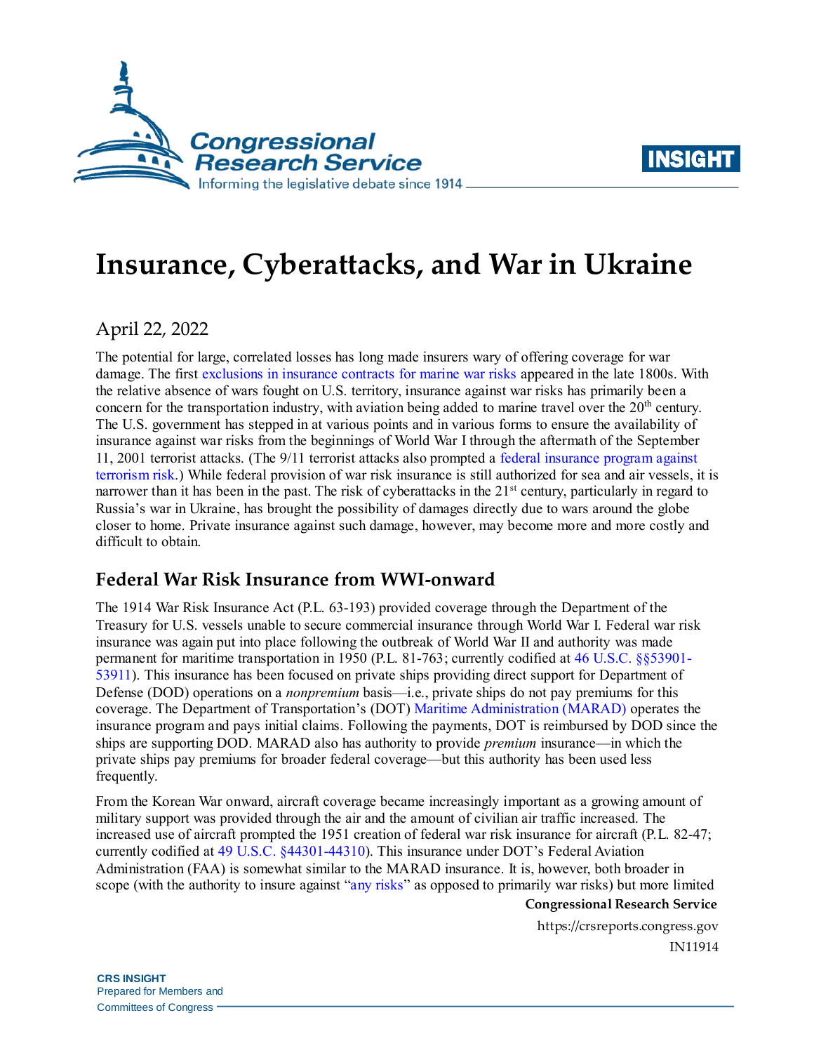# Insurance, Cyberattacks, and War in Ukraine

April 22, 2022

The potential for large, correlated losses has long made insurers wary of offering coverage for war damage. The first exclusions in insurance contracts for marine war risks appeared in the late 1800s. With the relative absence of wars fought on U.S. territory, insurance against war risks has primarily been a concern for the transportation industry, with aviation being added to marine travel over the 20th century. The U.S. government has stepped in at various points and in various forms to ensure the availability of insurance against war risks from the beginnings of World War I through the aftermath of the September 11, 2001 terrorist attacks. (The 9/11 terrorist attacks also prompted a federal insurance program against terrorism risk.) While federal provision of war risk insurance is still authorized for sea and air vessels, it is narrower than it has been in the past. The risk of cyberattacks in the 21st century, particularly in regard to Russia's war in Ukraine, has brought the possibility of damages directly due to wars around the globe closer to home. Private insurance against such damage, however, may become more and more costly and difficult to obtain.

## Federal War Risk Insurance from WWI-onward

The 1914 War Risk Insurance Act (P.L. 63-193) provided coverage through the Department of the Treasury for U.S. vessels unable to secure commercial insurance through World War I. Federal war risk insurance was again put into place following the outbreak of World War II and authority was made permanent for maritime transportation in 1950 (P.L. 81-763; currently codified at 46 U.S.C. §§53901-53911). This insurance has been focused on private ships providing direct support for Department of Defense (DOD) operations on a *nonpremium* basis—i.e., private ships do not pay premiums for this coverage. The Department of Transportation's (DOT) Maritime Administration (MARAD) operates the insurance program and pays initial claims. Following the payments, DOT is reimbursed by DOD since the ships are supporting DOD. MARAD also has authority to provide *premium* insurance—in which the private ships pay premiums for broader federal coverage—but this authority has been used less frequently.

From the Korean War onward, aircraft coverage became increasingly important as a growing amount of military support was provided through the air and the amount of civilian air traffic increased. The increased use of aircraft prompted the 1951 creation of federal war risk insurance for aircraft (P.L. 82-47; currently codified at 49 U.S.C. §44301-44310). This insurance under DOT's Federal Aviation Administration (FAA) is somewhat similar to the MARAD insurance. It is, however, both broader in scope (with the authority to insure against "any risks" as opposed to primarily war risks) but more limited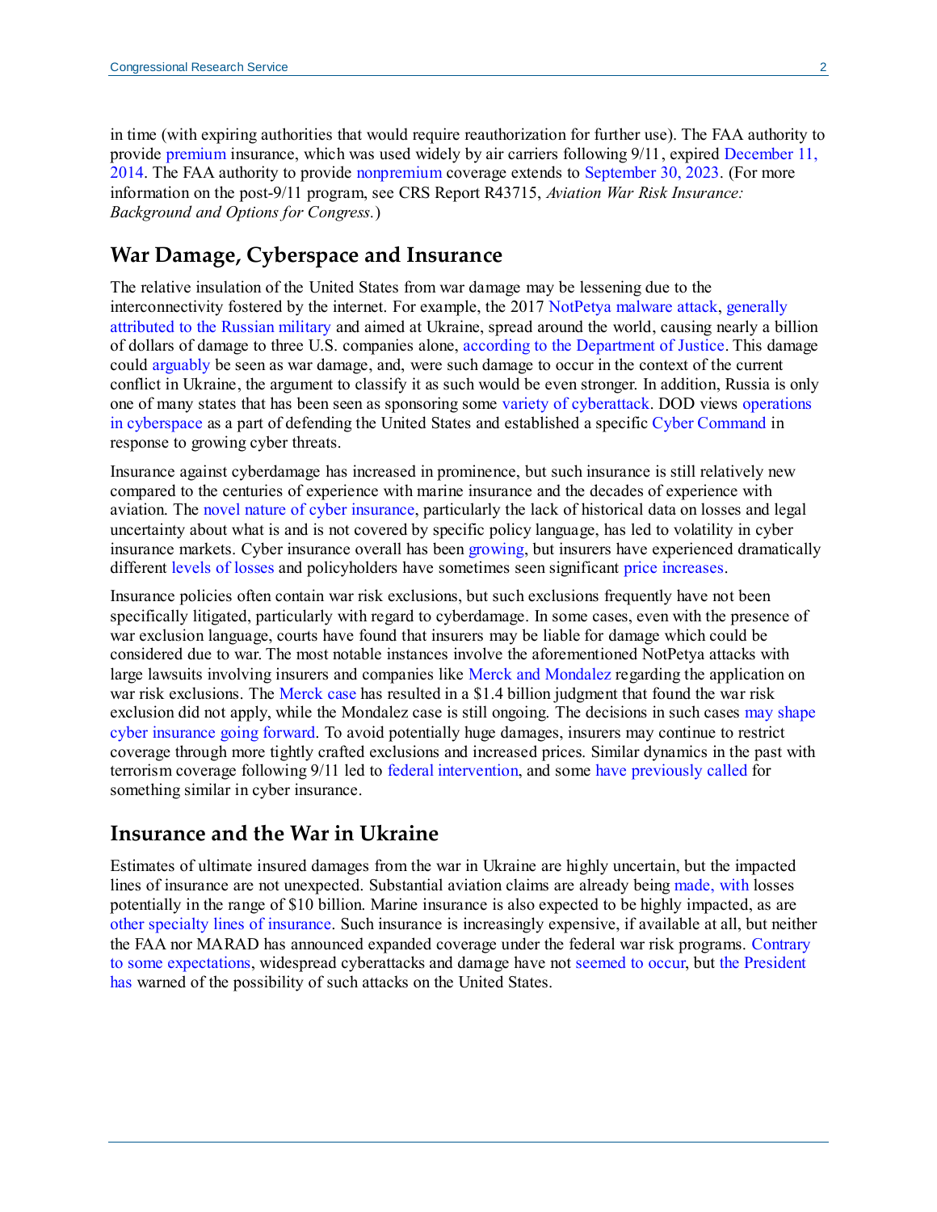in time (with expiring authorities that would require reauthorization for further use). The FAA authority to provide premium insurance, which was used widely by air carriers following 9/11, expired December 11, 2014. The FAA authority to provide nonpremium coverage extends to September 30, 2023. (For more information on the post-9/11 program, see CRS Report R43715, *Aviation War Risk Insurance: Background and Options for Congress.*)

## War Damage, Cyberspace and Insurance

The relative insulation of the United States from war damage may be lessening due to the interconnectivity fostered by the internet. For example, the 2017 NotPetya malware attack, generally attributed to the Russian military and aimed at Ukraine, spread around the world, causing nearly a billion of dollars of damage to three U.S. companies alone, according to the Department of Justice. This damage could arguably be seen as war damage, and, were such damage to occur in the context of the current conflict in Ukraine, the argument to classify it as such would be even stronger. In addition, Russia is only one of many states that has been seen as sponsoring some variety of cyberattack. DOD views operations in cyberspace as a part of defending the United States and established a specific Cyber Command in response to growing cyber threats.

Insurance against cyberdamage has increased in prominence, but such insurance is still relatively new compared to the centuries of experience with marine insurance and the decades of experience with aviation. The novel nature of cyber insurance, particularly the lack of historical data on losses and legal uncertainty about what is and is not covered by specific policy language, has led to volatility in cyber insurance markets. Cyber insurance overall has been growing, but insurers have experienced dramatically different levels of losses and policyholders have sometimes seen significant price increases.

Insurance policies often contain war risk exclusions, but such exclusions frequently have not been specifically litigated, particularly with regard to cyberdamage. In some cases, even with the presence of war exclusion language, courts have found that insurers may be liable for damage which could be considered due to war. The most notable instances involve the aforementioned NotPetya attacks with large lawsuits involving insurers and companies like Merck and Mondalez regarding the application on war risk exclusions. The Merck case has resulted in a $1.4 billion judgment that found the war risk exclusion did not apply, while the Mondalez case is still ongoing. The decisions in such cases may shape cyber insurance going forward. To avoid potentially huge damages, insurers may continue to restrict coverage through more tightly crafted exclusions and increased prices. Similar dynamics in the past with terrorism coverage following 9/11 led to federal intervention, and some have previously called for something similar in cyber insurance.

## Insurance and the War in Ukraine

Estimates of ultimate insured damages from the war in Ukraine are highly uncertain, but the impacted lines of insurance are not unexpected. Substantial aviation claims are already being made, with losses potentially in the range of $10 billion. Marine insurance is also expected to be highly impacted, as are other specialty lines of insurance. Such insurance is increasingly expensive, if available at all, but neither the FAA nor MARAD has announced expanded coverage under the federal war risk programs. Contrary to some expectations, widespread cyberattacks and damage have not seemed to occur, but the President has warned of the possibility of such attacks on the United States.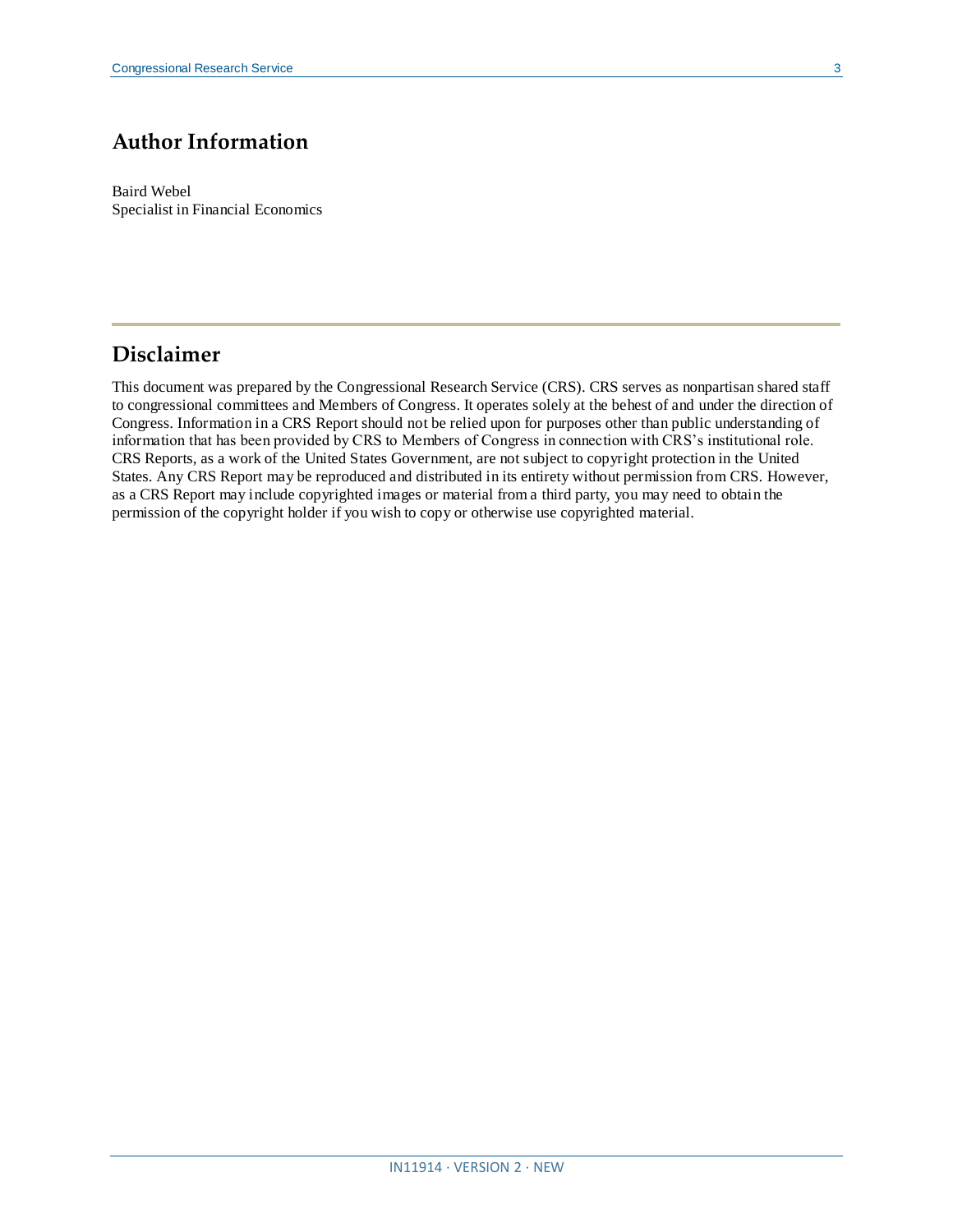## Author Information

Baird Webel
Specialist in Financial Economics

## Disclaimer

This document was prepared by the Congressional Research Service (CRS). CRS serves as nonpartisan shared staff to congressional committees and Members of Congress. It operates solely at the behest of and under the direction of Congress. Information in a CRS Report should not be relied upon for purposes other than public understanding of information that has been provided by CRS to Members of Congress in connection with CRS's institutional role. CRS Reports, as a work of the United States Government, are not subject to copyright protection in the United States. Any CRS Report may be reproduced and distributed in its entirety without permission from CRS. However, as a CRS Report may include copyrighted images or material from a third party, you may need to obtain the permission of the copyright holder if you wish to copy or otherwise use copyrighted material.